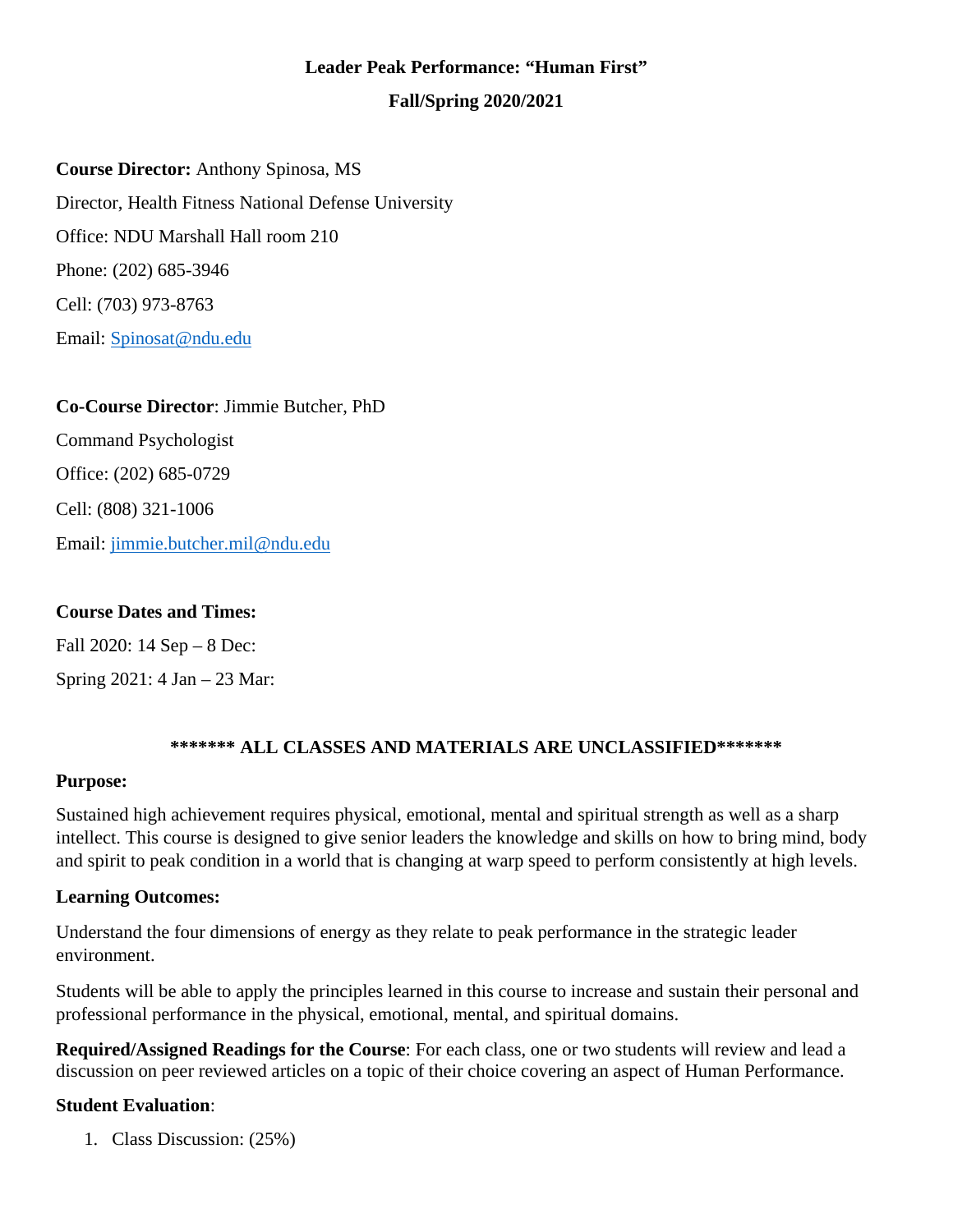# Leader Peak Performance: "Human First"

## Fall/Spring 2020/2021

**Course Director:** Anthony Spinosa, MS

Director, Health Fitness National Defense University

Office: NDU Marshall Hall room 210

Phone: (202) 685-3946

Cell: (703) 973-8763

Email: Spinosat@ndu.edu

**Co-Course Director**: Jimmie Butcher, PhD

Command Psychologist

Office: (202) 685-0729

Cell: (808) 321-1006

Email: jimmie.butcher.mil@ndu.edu

**Course Dates and Times:**

Fall 2020: 14 Sep – 8 Dec:

Spring 2021: 4 Jan – 23 Mar:

**\*\*\*\*\*\*\* ALL CLASSES AND MATERIALS ARE UNCLASSIFIED\*\*\*\*\*\*\***

**Purpose:**

Sustained high achievement requires physical, emotional, mental and spiritual strength as well as a sharp intellect. This course is designed to give senior leaders the knowledge and skills on how to bring mind, body and spirit to peak condition in a world that is changing at warp speed to perform consistently at high levels.

**Learning Outcomes:**

Understand the four dimensions of energy as they relate to peak performance in the strategic leader environment.

Students will be able to apply the principles learned in this course to increase and sustain their personal and professional performance in the physical, emotional, mental, and spiritual domains.

**Required/Assigned Readings for the Course**: For each class, one or two students will review and lead a discussion on peer reviewed articles on a topic of their choice covering an aspect of Human Performance.

**Student Evaluation**:

1. Class Discussion: (25%)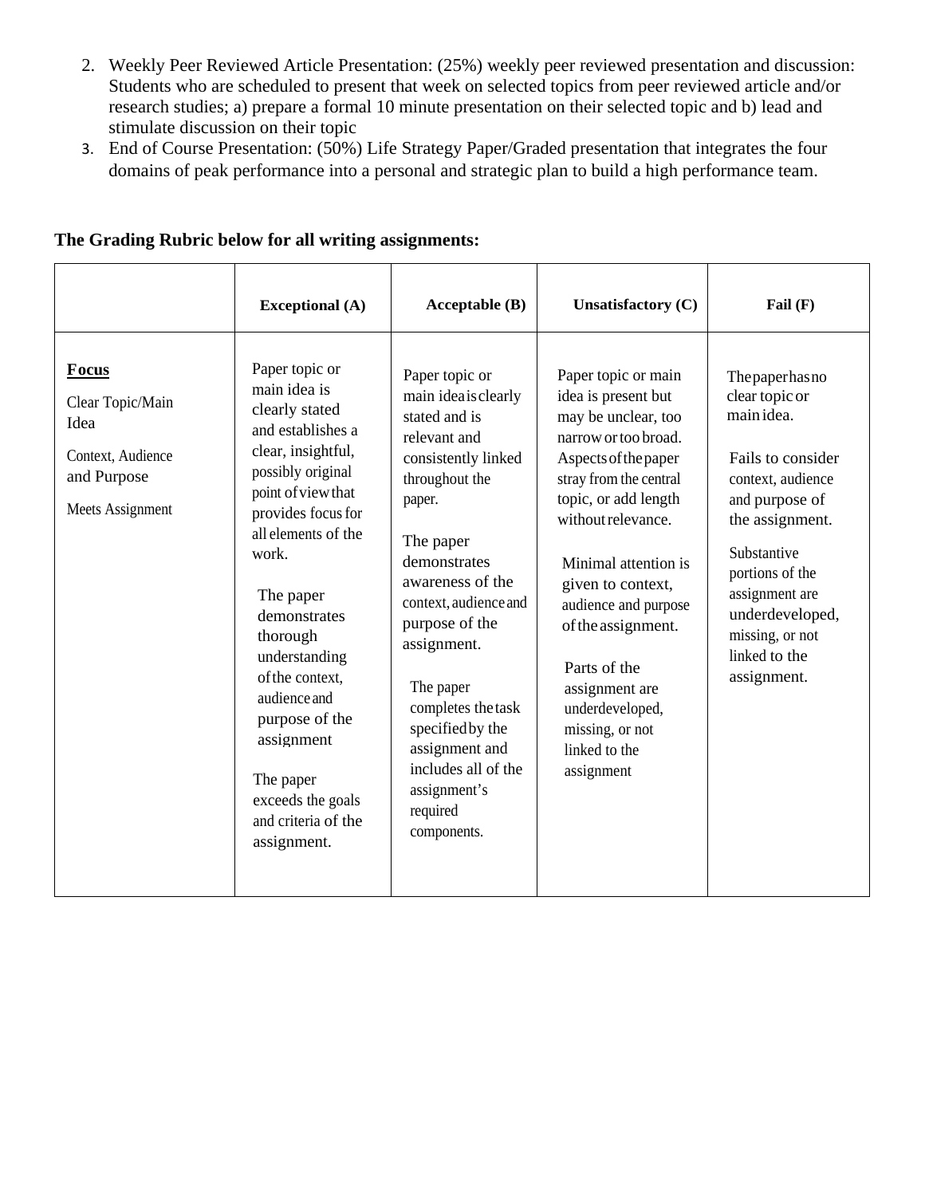2. Weekly Peer Reviewed Article Presentation: (25%) weekly peer reviewed presentation and discussion: Students who are scheduled to present that week on selected topics from peer reviewed article and/or research studies; a) prepare a formal 10 minute presentation on their selected topic and b) lead and stimulate discussion on their topic
3. End of Course Presentation: (50%) Life Strategy Paper/Graded presentation that integrates the four domains of peak performance into a personal and strategic plan to build a high performance team.

**The Grading Rubric below for all writing assignments:**

| | **Exceptional (A)** | **Acceptable (B)** | **Unsatisfactory (C)** | **Fail (F)** |
|---|---|---|---|---|
| **Focus**<br>Clear Topic/Main Idea<br>Context, Audience and Purpose<br>Meets Assignment | Paper topic or main idea is clearly stated and establishes a clear, insightful, possibly original point of view that provides focus for all elements of the work.<br>The paper demonstrates thorough understanding of the context, audience and purpose of the assignment<br>The paper exceeds the goals and criteria of the assignment. | Paper topic or main idea is clearly stated and is relevant and consistently linked throughout the paper.<br>The paper demonstrates awareness of the context, audience and purpose of the assignment.<br>The paper completes the task specified by the assignment and includes all of the assignment's required components. | Paper topic or main idea is present but may be unclear, too narrow or too broad. Aspects of the paper stray from the central topic, or add length without relevance.<br>Minimal attention is given to context, audience and purpose of the assignment.<br>Parts of the assignment are underdeveloped, missing, or not linked to the assignment | The paper has no clear topic or main idea.<br>Fails to consider context, audience and purpose of the assignment.<br>Substantive portions of the assignment are underdeveloped, missing, or not linked to the assignment. |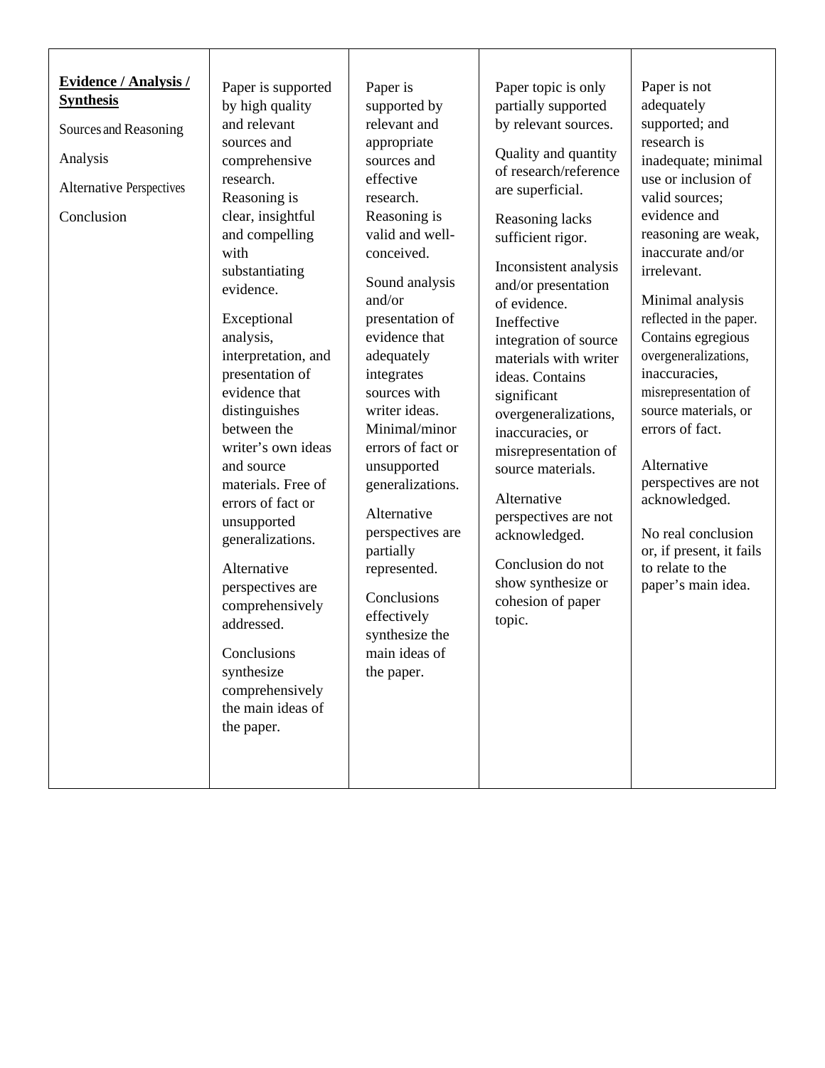| **Evidence / Analysis / Synthesis**<br><br>Sources and Reasoning<br><br>Analysis<br><br>Alternative Perspectives<br><br>Conclusion | Paper is supported by high quality and relevant sources and comprehensive research. Reasoning is clear, insightful and compelling with substantiating evidence.<br><br>Exceptional analysis, interpretation, and presentation of evidence that distinguishes between the writer's own ideas and source materials. Free of errors of fact or unsupported generalizations.<br><br>Alternative perspectives are comprehensively addressed.<br><br>Conclusions synthesize comprehensively the main ideas of the paper. | Paper is supported by relevant and appropriate sources and effective research. Reasoning is valid and well-conceived.<br><br>Sound analysis and/or presentation of evidence that adequately integrates sources with writer ideas. Minimal/minor errors of fact or unsupported generalizations.<br><br>Alternative perspectives are partially represented.<br><br>Conclusions effectively synthesize the main ideas of the paper. | Paper topic is only partially supported by relevant sources.<br><br>Quality and quantity of research/reference are superficial.<br><br>Reasoning lacks sufficient rigor.<br><br>Inconsistent analysis and/or presentation of evidence. Ineffective integration of source materials with writer ideas. Contains significant overgeneralizations, inaccuracies, or misrepresentation of source materials.<br><br>Alternative perspectives are not acknowledged.<br><br>Conclusion do not show synthesize or cohesion of paper topic. | Paper is not adequately supported; and research is inadequate; minimal use or inclusion of valid sources; evidence and reasoning are weak, inaccurate and/or irrelevant.<br><br>Minimal analysis reflected in the paper. Contains egregious overgeneralizations, inaccuracies, misrepresentation of source materials, or errors of fact.<br><br>Alternative perspectives are not acknowledged.<br><br>No real conclusion or, if present, it fails to relate to the paper's main idea. |
|---|---|---|---|---|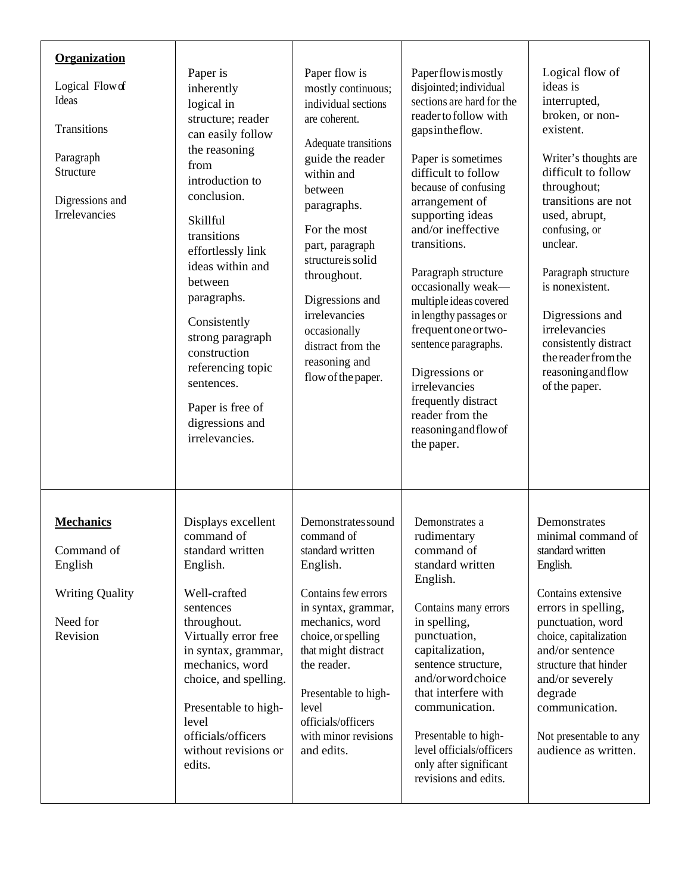| | | | | |
|---|---|---|---|---|
| **Organization**<br><br>Logical Flow of Ideas<br><br>Transitions<br><br>Paragraph Structure<br><br>Digressions and Irrelevancies | Paper is inherently logical in structure; reader can easily follow the reasoning from introduction to conclusion.<br><br>Skillful transitions effortlessly link ideas within and between paragraphs.<br><br>Consistently strong paragraph construction referencing topic sentences.<br><br>Paper is free of digressions and irrelevancies. | Paper flow is mostly continuous; individual sections are coherent.<br><br>Adequate transitions guide the reader within and between paragraphs.<br><br>For the most part, paragraph structure is solid throughout.<br><br>Digressions and irrelevancies occasionally distract from the reasoning and flow of the paper. | Paper flow is mostly disjointed; individual sections are hard for the reader to follow with gaps in the flow.<br><br>Paper is sometimes difficult to follow because of confusing arrangement of supporting ideas and/or ineffective transitions.<br><br>Paragraph structure occasionally weak—multiple ideas covered in lengthy passages or frequent one or two-sentence paragraphs.<br><br>Digressions or irrelevancies frequently distract reader from the reasoning and flow of the paper. | Logical flow of ideas is interrupted, broken, or non-existent.<br><br>Writer's thoughts are difficult to follow throughout; transitions are not used, abrupt, confusing, or unclear.<br><br>Paragraph structure is nonexistent.<br><br>Digressions and irrelevancies consistently distract the reader from the reasoning and flow of the paper. |
| **Mechanics**<br><br>Command of English<br><br>Writing Quality<br><br>Need for Revision | Displays excellent command of standard written English.<br><br>Well-crafted sentences throughout. Virtually error free in syntax, grammar, mechanics, word choice, and spelling.<br><br>Presentable to high-level officials/officers without revisions or edits. | Demonstrates sound command of standard written English.<br><br>Contains few errors in syntax, grammar, mechanics, word choice, or spelling that might distract the reader.<br><br>Presentable to high-level officials/officers with minor revisions and edits. | Demonstrates a rudimentary command of standard written English.<br><br>Contains many errors in spelling, punctuation, capitalization, sentence structure, and/or word choice that interfere with communication.<br><br>Presentable to high-level officials/officers only after significant revisions and edits. | Demonstrates minimal command of standard written English.<br><br>Contains extensive errors in spelling, punctuation, word choice, capitalization and/or sentence structure that hinder and/or severely degrade communication.<br><br>Not presentable to any audience as written. |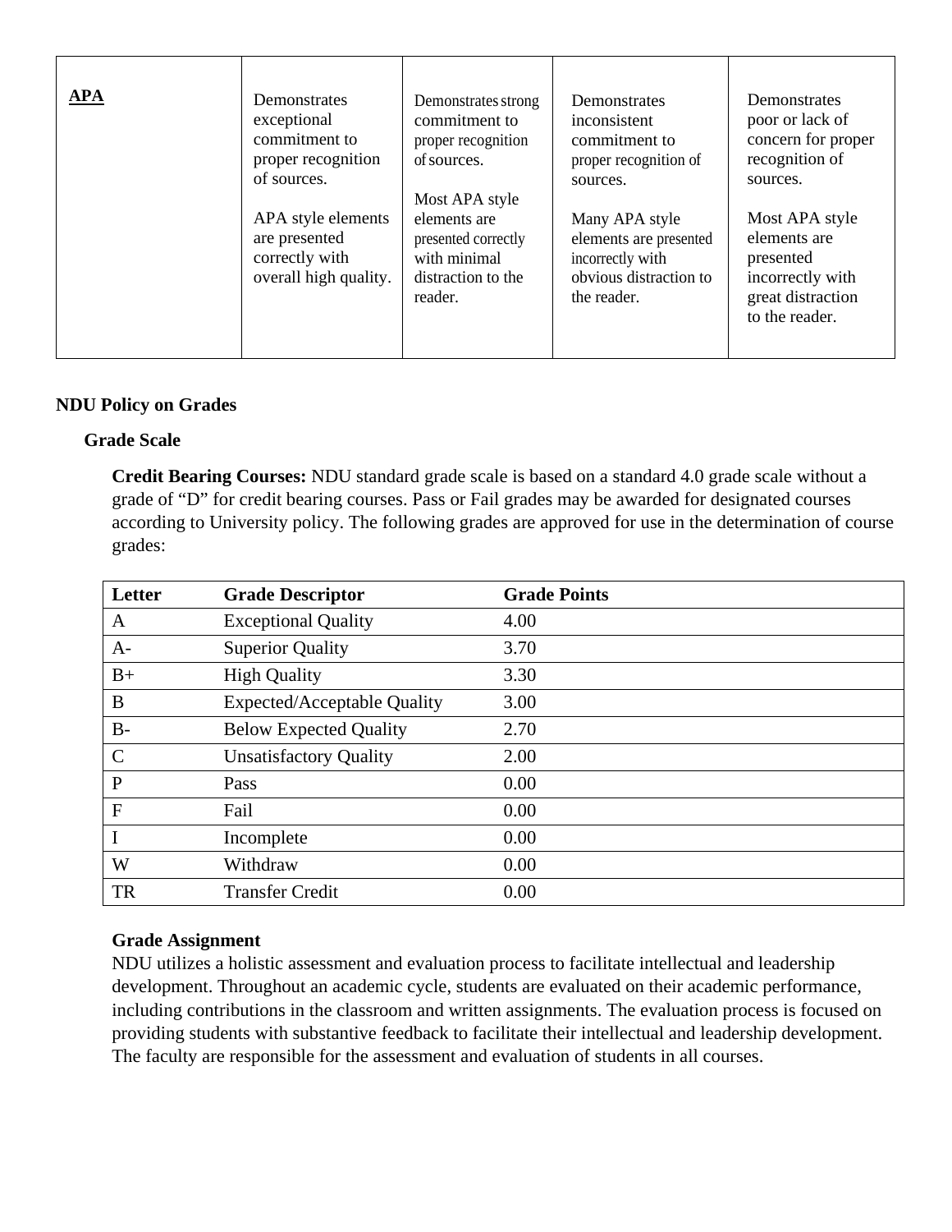| **APA** | Demonstrates exceptional commitment to proper recognition of sources.<br><br>APA style elements are presented correctly with overall high quality. | Demonstrates strong commitment to proper recognition of sources.<br><br>Most APA style elements are presented correctly with minimal distraction to the reader. | Demonstrates inconsistent commitment to proper recognition of sources.<br><br>Many APA style elements are presented incorrectly with obvious distraction to the reader. | Demonstrates poor or lack of concern for proper recognition of sources.<br><br>Most APA style elements are presented incorrectly with great distraction to the reader. |
|---|---|---|---|---|

**NDU Policy on Grades**

**Grade Scale**

**Credit Bearing Courses:** NDU standard grade scale is based on a standard 4.0 grade scale without a grade of "D" for credit bearing courses. Pass or Fail grades may be awarded for designated courses according to University policy. The following grades are approved for use in the determination of course grades:

| Letter | Grade Descriptor | Grade Points |
|---|---|---|
| A | Exceptional Quality | 4.00 |
| A- | Superior Quality | 3.70 |
| B+ | High Quality | 3.30 |
| B | Expected/Acceptable Quality | 3.00 |
| B- | Below Expected Quality | 2.70 |
| C | Unsatisfactory Quality | 2.00 |
| P | Pass | 0.00 |
| F | Fail | 0.00 |
| I | Incomplete | 0.00 |
| W | Withdraw | 0.00 |
| TR | Transfer Credit | 0.00 |

**Grade Assignment**

NDU utilizes a holistic assessment and evaluation process to facilitate intellectual and leadership development. Throughout an academic cycle, students are evaluated on their academic performance, including contributions in the classroom and written assignments. The evaluation process is focused on providing students with substantive feedback to facilitate their intellectual and leadership development. The faculty are responsible for the assessment and evaluation of students in all courses.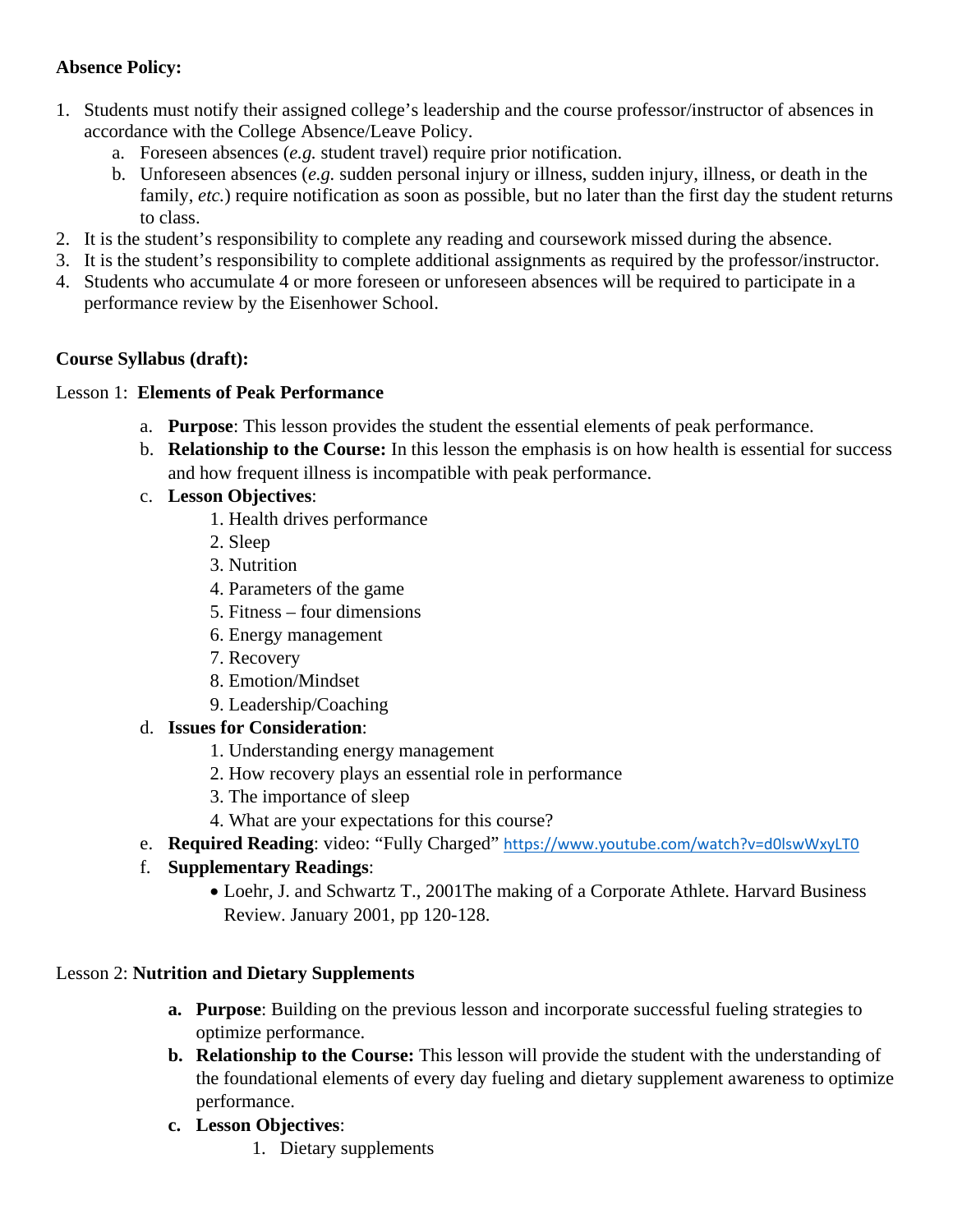**Absence Policy:**

1. Students must notify their assigned college's leadership and the course professor/instructor of absences in accordance with the College Absence/Leave Policy.
   a. Foreseen absences (*e.g.* student travel) require prior notification.
   b. Unforeseen absences (*e.g.* sudden personal injury or illness, sudden injury, illness, or death in the family, *etc.*) require notification as soon as possible, but no later than the first day the student returns to class.
2. It is the student's responsibility to complete any reading and coursework missed during the absence.
3. It is the student's responsibility to complete additional assignments as required by the professor/instructor.
4. Students who accumulate 4 or more foreseen or unforeseen absences will be required to participate in a performance review by the Eisenhower School.

**Course Syllabus (draft):**

Lesson 1: **Elements of Peak Performance**

a. **Purpose**: This lesson provides the student the essential elements of peak performance.
b. **Relationship to the Course:** In this lesson the emphasis is on how health is essential for success and how frequent illness is incompatible with peak performance.
c. **Lesson Objectives**:
   1. Health drives performance
   2. Sleep
   3. Nutrition
   4. Parameters of the game
   5. Fitness – four dimensions
   6. Energy management
   7. Recovery
   8. Emotion/Mindset
   9. Leadership/Coaching
d. **Issues for Consideration**:
   1. Understanding energy management
   2. How recovery plays an essential role in performance
   3. The importance of sleep
   4. What are your expectations for this course?
e. **Required Reading**: video: "Fully Charged" https://www.youtube.com/watch?v=d0lswWxyLT0
f. **Supplementary Readings**:
   - Loehr, J. and Schwartz T., 2001The making of a Corporate Athlete. Harvard Business Review. January 2001, pp 120-128.

Lesson 2: **Nutrition and Dietary Supplements**

a. **Purpose**: Building on the previous lesson and incorporate successful fueling strategies to optimize performance.
b. **Relationship to the Course:** This lesson will provide the student with the understanding of the foundational elements of every day fueling and dietary supplement awareness to optimize performance.
c. **Lesson Objectives**:
   1. Dietary supplements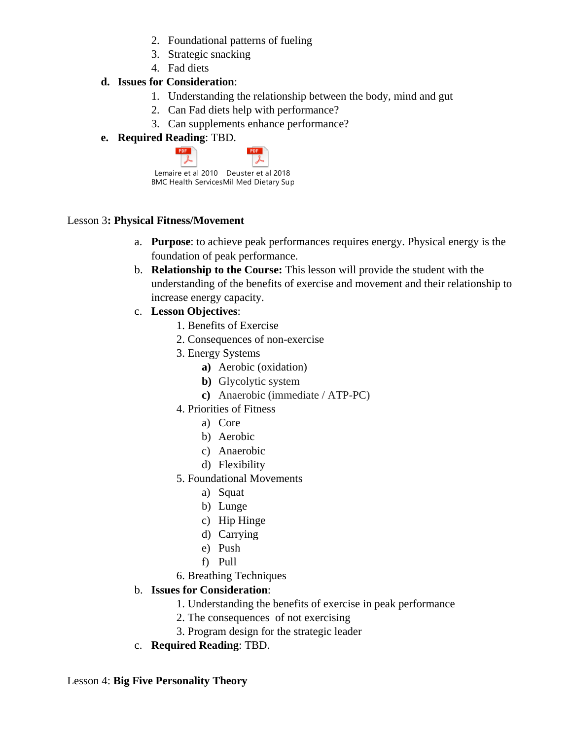2. Foundational patterns of fueling
3. Strategic snacking
4. Fad diets

**d. Issues for Consideration**:

1. Understanding the relationship between the body, mind and gut
2. Can Fad diets help with performance?
3. Can supplements enhance performance?

**e. Required Reading**: TBD.

Lemaire et al 2010 BMC Health Services

Deuster et al 2018 Mil Med Dietary Sup

Lesson 3**: Physical Fitness/Movement**

a. **Purpose**: to achieve peak performances requires energy. Physical energy is the foundation of peak performance.

b. **Relationship to the Course:** This lesson will provide the student with the understanding of the benefits of exercise and movement and their relationship to increase energy capacity.

c. **Lesson Objectives**:

1. Benefits of Exercise
2. Consequences of non-exercise
3. Energy Systems
   - **a)** Aerobic (oxidation)
   - **b)** Glycolytic system
   - **c)** Anaerobic (immediate / ATP-PC)
4. Priorities of Fitness
   - a) Core
   - b) Aerobic
   - c) Anaerobic
   - d) Flexibility
5. Foundational Movements
   - a) Squat
   - b) Lunge
   - c) Hip Hinge
   - d) Carrying
   - e) Push
   - f) Pull
6. Breathing Techniques

b. **Issues for Consideration**:

1. Understanding the benefits of exercise in peak performance
2. The consequences of not exercising
3. Program design for the strategic leader

c. **Required Reading**: TBD.

Lesson 4: **Big Five Personality Theory**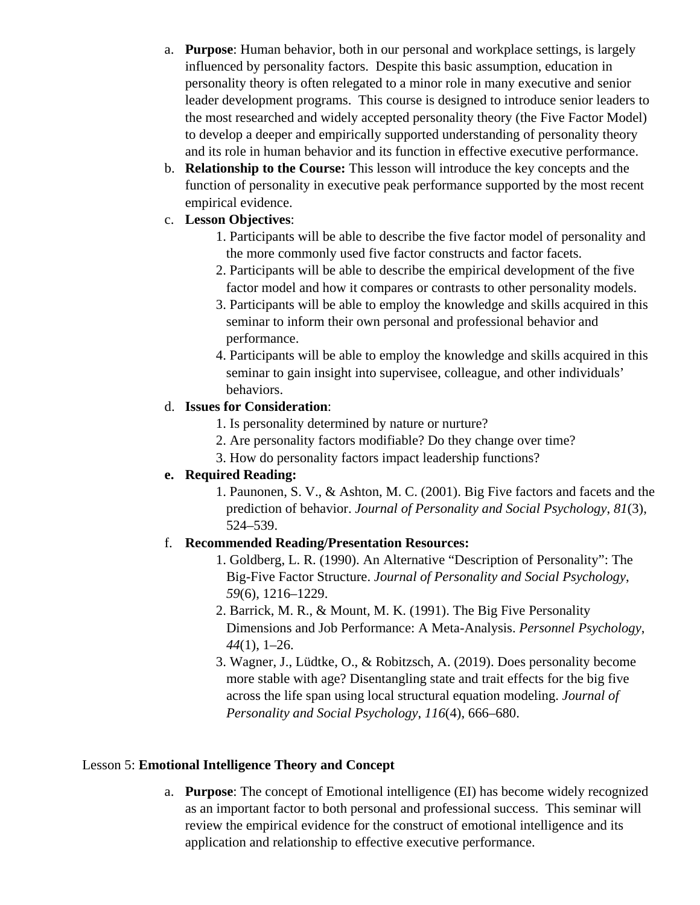a. **Purpose**: Human behavior, both in our personal and workplace settings, is largely influenced by personality factors. Despite this basic assumption, education in personality theory is often relegated to a minor role in many executive and senior leader development programs. This course is designed to introduce senior leaders to the most researched and widely accepted personality theory (the Five Factor Model) to develop a deeper and empirically supported understanding of personality theory and its role in human behavior and its function in effective executive performance.

b. **Relationship to the Course:** This lesson will introduce the key concepts and the function of personality in executive peak performance supported by the most recent empirical evidence.

c. **Lesson Objectives**:
   1. Participants will be able to describe the five factor model of personality and the more commonly used five factor constructs and factor facets.
   2. Participants will be able to describe the empirical development of the five factor model and how it compares or contrasts to other personality models.
   3. Participants will be able to employ the knowledge and skills acquired in this seminar to inform their own personal and professional behavior and performance.
   4. Participants will be able to employ the knowledge and skills acquired in this seminar to gain insight into supervisee, colleague, and other individuals' behaviors.

d. **Issues for Consideration**:
   1. Is personality determined by nature or nurture?
   2. Are personality factors modifiable? Do they change over time?
   3. How do personality factors impact leadership functions?

**e. Required Reading:**
   1. Paunonen, S. V., & Ashton, M. C. (2001). Big Five factors and facets and the prediction of behavior. *Journal of Personality and Social Psychology*, *81*(3), 524–539.

f. **Recommended Reading/Presentation Resources:**
   1. Goldberg, L. R. (1990). An Alternative "Description of Personality": The Big-Five Factor Structure. *Journal of Personality and Social Psychology*, *59*(6), 1216–1229.
   2. Barrick, M. R., & Mount, M. K. (1991). The Big Five Personality Dimensions and Job Performance: A Meta-Analysis. *Personnel Psychology*, *44*(1), 1–26.
   3. Wagner, J., Lüdtke, O., & Robitzsch, A. (2019). Does personality become more stable with age? Disentangling state and trait effects for the big five across the life span using local structural equation modeling. *Journal of Personality and Social Psychology, 116*(4), 666–680.

Lesson 5: **Emotional Intelligence Theory and Concept**

a. **Purpose**: The concept of Emotional intelligence (EI) has become widely recognized as an important factor to both personal and professional success. This seminar will review the empirical evidence for the construct of emotional intelligence and its application and relationship to effective executive performance.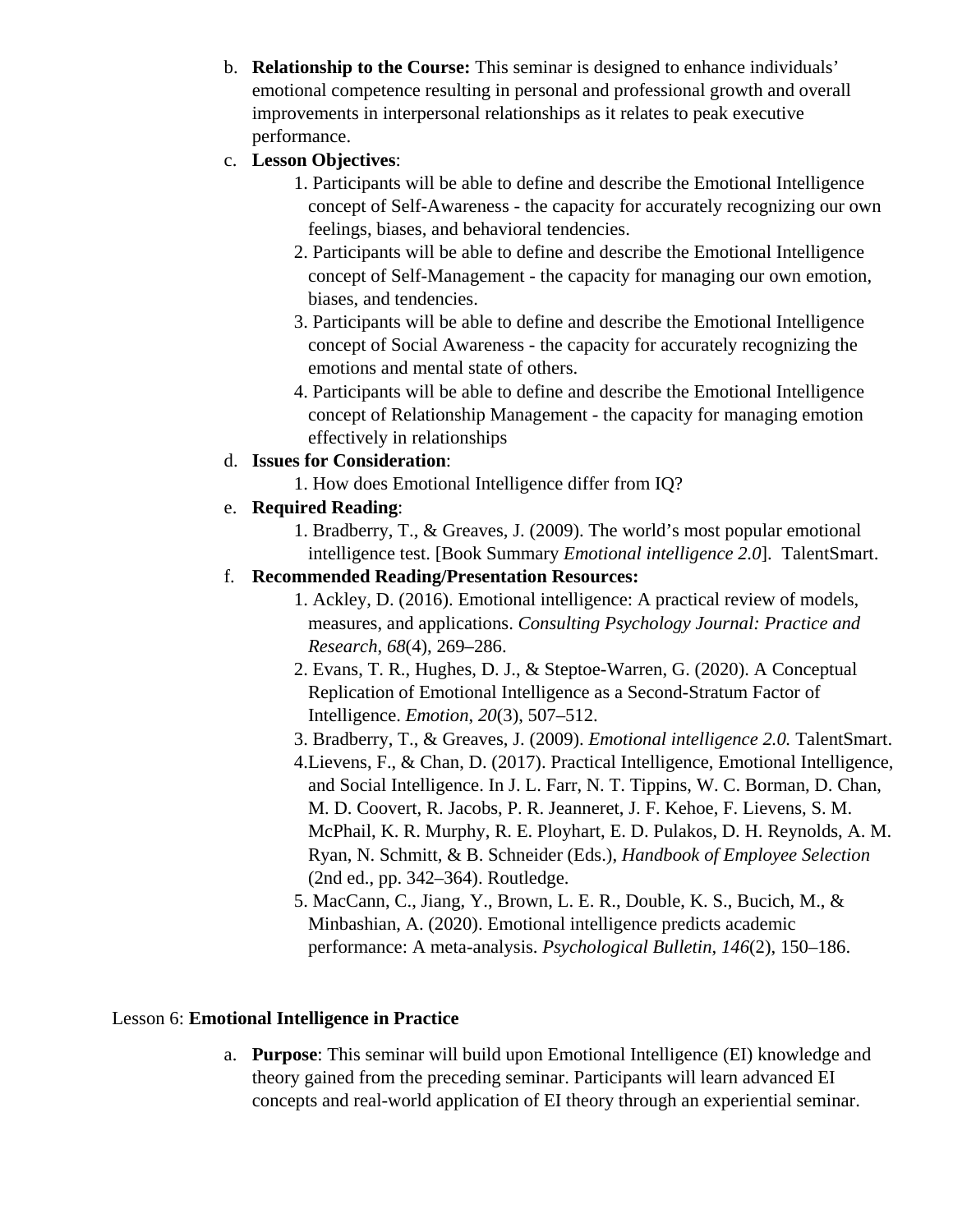b. **Relationship to the Course:** This seminar is designed to enhance individuals' emotional competence resulting in personal and professional growth and overall improvements in interpersonal relationships as it relates to peak executive performance.

c. **Lesson Objectives**:

   1. Participants will be able to define and describe the Emotional Intelligence concept of Self-Awareness - the capacity for accurately recognizing our own feelings, biases, and behavioral tendencies.
   2. Participants will be able to define and describe the Emotional Intelligence concept of Self-Management - the capacity for managing our own emotion, biases, and tendencies.
   3. Participants will be able to define and describe the Emotional Intelligence concept of Social Awareness - the capacity for accurately recognizing the emotions and mental state of others.
   4. Participants will be able to define and describe the Emotional Intelligence concept of Relationship Management - the capacity for managing emotion effectively in relationships

d. **Issues for Consideration**:

   1. How does Emotional Intelligence differ from IQ?

e. **Required Reading**:

   1. Bradberry, T., & Greaves, J. (2009). The world's most popular emotional intelligence test. [Book Summary *Emotional intelligence 2.0*]. TalentSmart.

f. **Recommended Reading/Presentation Resources:**

   1. Ackley, D. (2016). Emotional intelligence: A practical review of models, measures, and applications. *Consulting Psychology Journal: Practice and Research, 68*(4), 269–286.
   2. Evans, T. R., Hughes, D. J., & Steptoe-Warren, G. (2020). A Conceptual Replication of Emotional Intelligence as a Second-Stratum Factor of Intelligence. *Emotion, 20*(3), 507–512.
   3. Bradberry, T., & Greaves, J. (2009). *Emotional intelligence 2.0.* TalentSmart.
   4. Lievens, F., & Chan, D. (2017). Practical Intelligence, Emotional Intelligence, and Social Intelligence. In J. L. Farr, N. T. Tippins, W. C. Borman, D. Chan, M. D. Coovert, R. Jacobs, P. R. Jeanneret, J. F. Kehoe, F. Lievens, S. M. McPhail, K. R. Murphy, R. E. Ployhart, E. D. Pulakos, D. H. Reynolds, A. M. Ryan, N. Schmitt, & B. Schneider (Eds.), *Handbook of Employee Selection* (2nd ed., pp. 342–364). Routledge.
   5. MacCann, C., Jiang, Y., Brown, L. E. R., Double, K. S., Bucich, M., & Minbashian, A. (2020). Emotional intelligence predicts academic performance: A meta-analysis. *Psychological Bulletin, 146*(2), 150–186.

Lesson 6: **Emotional Intelligence in Practice**

a. **Purpose**: This seminar will build upon Emotional Intelligence (EI) knowledge and theory gained from the preceding seminar. Participants will learn advanced EI concepts and real-world application of EI theory through an experiential seminar.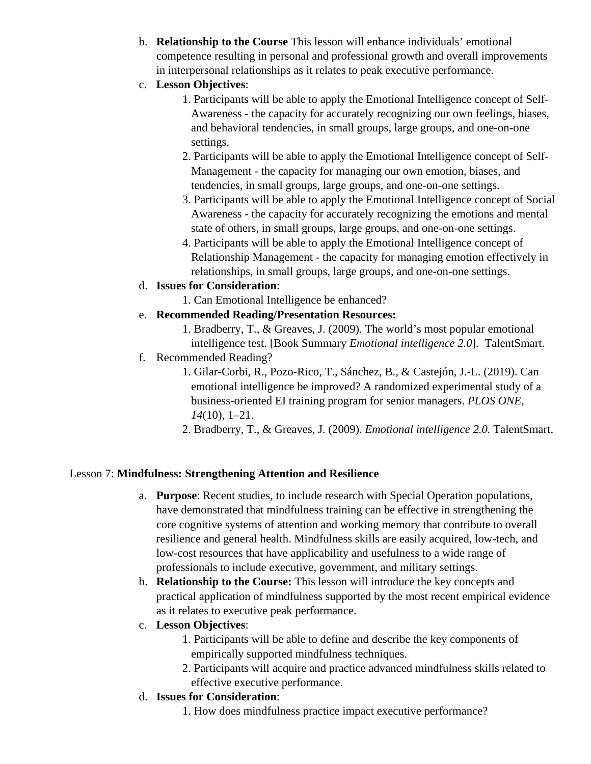b. **Relationship to the Course** This lesson will enhance individuals' emotional competence resulting in personal and professional growth and overall improvements in interpersonal relationships as it relates to peak executive performance.

c. **Lesson Objectives**:

1. Participants will be able to apply the Emotional Intelligence concept of Self-Awareness - the capacity for accurately recognizing our own feelings, biases, and behavioral tendencies, in small groups, large groups, and one-on-one settings.
2. Participants will be able to apply the Emotional Intelligence concept of Self-Management - the capacity for managing our own emotion, biases, and tendencies, in small groups, large groups, and one-on-one settings.
3. Participants will be able to apply the Emotional Intelligence concept of Social Awareness - the capacity for accurately recognizing the emotions and mental state of others, in small groups, large groups, and one-on-one settings.
4. Participants will be able to apply the Emotional Intelligence concept of Relationship Management - the capacity for managing emotion effectively in relationships, in small groups, large groups, and one-on-one settings.

d. **Issues for Consideration**:

1. Can Emotional Intelligence be enhanced?

e. **Recommended Reading/Presentation Resources:**

1. Bradberry, T., & Greaves, J. (2009). The world's most popular emotional intelligence test. [Book Summary *Emotional intelligence 2.0*]. TalentSmart.

f. Recommended Reading?

1. Gilar-Corbi, R., Pozo-Rico, T., Sánchez, B., & Castejón, J.-L. (2019). Can emotional intelligence be improved? A randomized experimental study of a business-oriented EI training program for senior managers. *PLOS ONE*, *14*(10), 1–21.
2. Bradberry, T., & Greaves, J. (2009). *Emotional intelligence 2.0.* TalentSmart.

Lesson 7: **Mindfulness: Strengthening Attention and Resilience**

a. **Purpose**: Recent studies, to include research with Special Operation populations, have demonstrated that mindfulness training can be effective in strengthening the core cognitive systems of attention and working memory that contribute to overall resilience and general health. Mindfulness skills are easily acquired, low-tech, and low-cost resources that have applicability and usefulness to a wide range of professionals to include executive, government, and military settings.

b. **Relationship to the Course:** This lesson will introduce the key concepts and practical application of mindfulness supported by the most recent empirical evidence as it relates to executive peak performance.

c. **Lesson Objectives**:

1. Participants will be able to define and describe the key components of empirically supported mindfulness techniques.
2. Participants will acquire and practice advanced mindfulness skills related to effective executive performance.

d. **Issues for Consideration**:

1. How does mindfulness practice impact executive performance?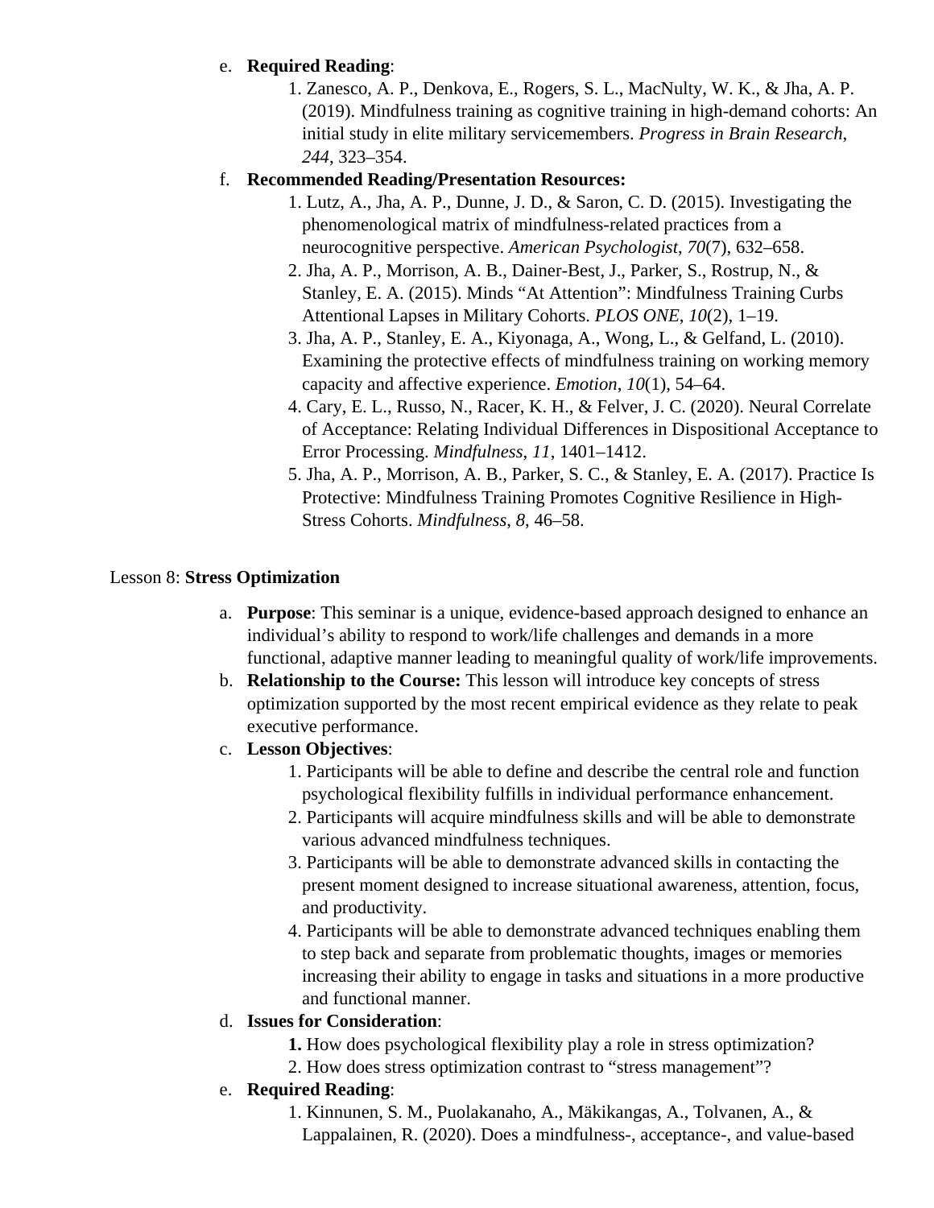e. **Required Reading**:
    1. Zanesco, A. P., Denkova, E., Rogers, S. L., MacNulty, W. K., & Jha, A. P. (2019). Mindfulness training as cognitive training in high-demand cohorts: An initial study in elite military servicemembers. *Progress in Brain Research*, *244*, 323–354.

f. **Recommended Reading/Presentation Resources:**
    1. Lutz, A., Jha, A. P., Dunne, J. D., & Saron, C. D. (2015). Investigating the phenomenological matrix of mindfulness-related practices from a neurocognitive perspective. *American Psychologist*, *70*(7), 632–658.
    2. Jha, A. P., Morrison, A. B., Dainer-Best, J., Parker, S., Rostrup, N., & Stanley, E. A. (2015). Minds "At Attention": Mindfulness Training Curbs Attentional Lapses in Military Cohorts. *PLOS ONE*, *10*(2), 1–19.
    3. Jha, A. P., Stanley, E. A., Kiyonaga, A., Wong, L., & Gelfand, L. (2010). Examining the protective effects of mindfulness training on working memory capacity and affective experience. *Emotion*, *10*(1), 54–64.
    4. Cary, E. L., Russo, N., Racer, K. H., & Felver, J. C. (2020). Neural Correlate of Acceptance: Relating Individual Differences in Dispositional Acceptance to Error Processing. *Mindfulness*, *11*, 1401–1412.
    5. Jha, A. P., Morrison, A. B., Parker, S. C., & Stanley, E. A. (2017). Practice Is Protective: Mindfulness Training Promotes Cognitive Resilience in High-Stress Cohorts. *Mindfulness*, *8*, 46–58.

Lesson 8: **Stress Optimization**

a. **Purpose**: This seminar is a unique, evidence-based approach designed to enhance an individual's ability to respond to work/life challenges and demands in a more functional, adaptive manner leading to meaningful quality of work/life improvements.

b. **Relationship to the Course:** This lesson will introduce key concepts of stress optimization supported by the most recent empirical evidence as they relate to peak executive performance.

c. **Lesson Objectives**:
    1. Participants will be able to define and describe the central role and function psychological flexibility fulfills in individual performance enhancement.
    2. Participants will acquire mindfulness skills and will be able to demonstrate various advanced mindfulness techniques.
    3. Participants will be able to demonstrate advanced skills in contacting the present moment designed to increase situational awareness, attention, focus, and productivity.
    4. Participants will be able to demonstrate advanced techniques enabling them to step back and separate from problematic thoughts, images or memories increasing their ability to engage in tasks and situations in a more productive and functional manner.

d. **Issues for Consideration**:
    **1.** How does psychological flexibility play a role in stress optimization?
    2. How does stress optimization contrast to "stress management"?

e. **Required Reading**:
    1. Kinnunen, S. M., Puolakanaho, A., Mäkikangas, A., Tolvanen, A., & Lappalainen, R. (2020). Does a mindfulness-, acceptance-, and value-based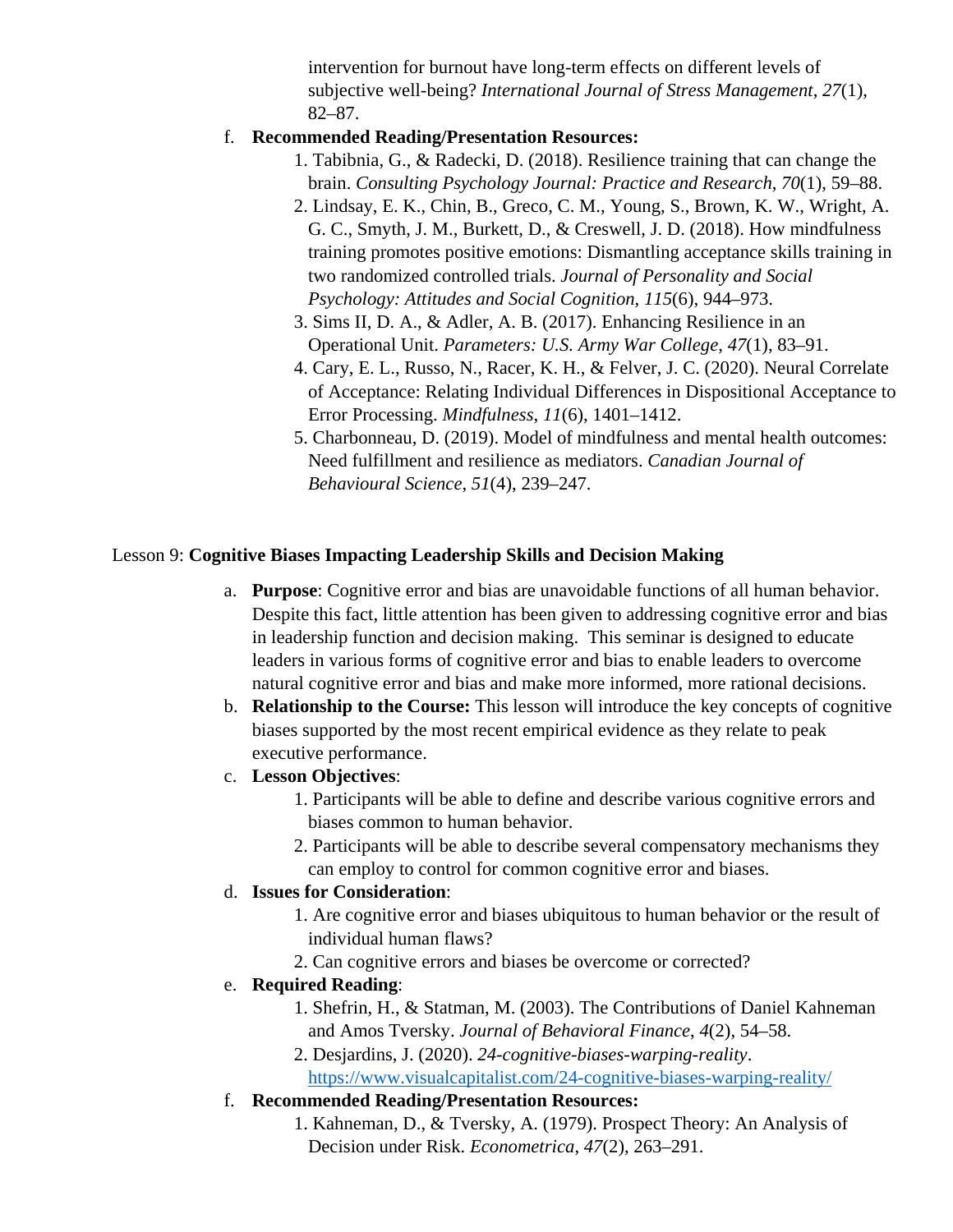intervention for burnout have long-term effects on different levels of subjective well-being? *International Journal of Stress Management*, *27*(1), 82–87.

f. **Recommended Reading/Presentation Resources:**
   1. Tabibnia, G., & Radecki, D. (2018). Resilience training that can change the brain. *Consulting Psychology Journal: Practice and Research*, *70*(1), 59–88.
   2. Lindsay, E. K., Chin, B., Greco, C. M., Young, S., Brown, K. W., Wright, A. G. C., Smyth, J. M., Burkett, D., & Creswell, J. D. (2018). How mindfulness training promotes positive emotions: Dismantling acceptance skills training in two randomized controlled trials. *Journal of Personality and Social Psychology: Attitudes and Social Cognition*, *115*(6), 944–973.
   3. Sims II, D. A., & Adler, A. B. (2017). Enhancing Resilience in an Operational Unit. *Parameters: U.S. Army War College*, *47*(1), 83–91.
   4. Cary, E. L., Russo, N., Racer, K. H., & Felver, J. C. (2020). Neural Correlate of Acceptance: Relating Individual Differences in Dispositional Acceptance to Error Processing. *Mindfulness*, *11*(6), 1401–1412.
   5. Charbonneau, D. (2019). Model of mindfulness and mental health outcomes: Need fulfillment and resilience as mediators. *Canadian Journal of Behavioural Science*, *51*(4), 239–247.

Lesson 9: **Cognitive Biases Impacting Leadership Skills and Decision Making**

a. **Purpose**: Cognitive error and bias are unavoidable functions of all human behavior. Despite this fact, little attention has been given to addressing cognitive error and bias in leadership function and decision making. This seminar is designed to educate leaders in various forms of cognitive error and bias to enable leaders to overcome natural cognitive error and bias and make more informed, more rational decisions.

b. **Relationship to the Course:** This lesson will introduce the key concepts of cognitive biases supported by the most recent empirical evidence as they relate to peak executive performance.

c. **Lesson Objectives**:
   1. Participants will be able to define and describe various cognitive errors and biases common to human behavior.
   2. Participants will be able to describe several compensatory mechanisms they can employ to control for common cognitive error and biases.

d. **Issues for Consideration**:
   1. Are cognitive error and biases ubiquitous to human behavior or the result of individual human flaws?
   2. Can cognitive errors and biases be overcome or corrected?

e. **Required Reading**:
   1. Shefrin, H., & Statman, M. (2003). The Contributions of Daniel Kahneman and Amos Tversky. *Journal of Behavioral Finance*, *4*(2), 54–58.
   2. Desjardins, J. (2020). *24-cognitive-biases-warping-reality*. https://www.visualcapitalist.com/24-cognitive-biases-warping-reality/

f. **Recommended Reading/Presentation Resources:**
   1. Kahneman, D., & Tversky, A. (1979). Prospect Theory: An Analysis of Decision under Risk. *Econometrica*, *47*(2), 263–291.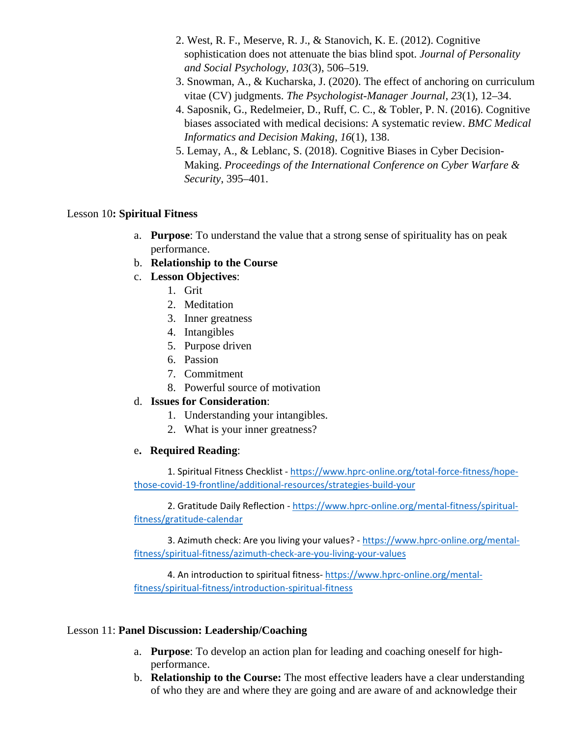2. West, R. F., Meserve, R. J., & Stanovich, K. E. (2012). Cognitive sophistication does not attenuate the bias blind spot. *Journal of Personality and Social Psychology*, *103*(3), 506–519.
3. Snowman, A., & Kucharska, J. (2020). The effect of anchoring on curriculum vitae (CV) judgments. *The Psychologist-Manager Journal*, *23*(1), 12–34.
4. Saposnik, G., Redelmeier, D., Ruff, C. C., & Tobler, P. N. (2016). Cognitive biases associated with medical decisions: A systematic review. *BMC Medical Informatics and Decision Making*, *16*(1), 138.
5. Lemay, A., & Leblanc, S. (2018). Cognitive Biases in Cyber Decision-Making. *Proceedings of the International Conference on Cyber Warfare & Security*, 395–401.

Lesson 10**: Spiritual Fitness**

a. **Purpose**: To understand the value that a strong sense of spirituality has on peak performance.
b. **Relationship to the Course**
c. **Lesson Objectives**:
   1. Grit
   2. Meditation
   3. Inner greatness
   4. Intangibles
   5. Purpose driven
   6. Passion
   7. Commitment
   8. Powerful source of motivation
d. **Issues for Consideration**:
   1. Understanding your intangibles.
   2. What is your inner greatness?
e**. Required Reading**:

   1. Spiritual Fitness Checklist - https://www.hprc-online.org/total-force-fitness/hope-those-covid-19-frontline/additional-resources/strategies-build-your

   2. Gratitude Daily Reflection - https://www.hprc-online.org/mental-fitness/spiritual-fitness/gratitude-calendar

   3. Azimuth check: Are you living your values? - https://www.hprc-online.org/mental-fitness/spiritual-fitness/azimuth-check-are-you-living-your-values

   4. An introduction to spiritual fitness- https://www.hprc-online.org/mental-fitness/spiritual-fitness/introduction-spiritual-fitness

Lesson 11: **Panel Discussion: Leadership/Coaching**

a. **Purpose**: To develop an action plan for leading and coaching oneself for high-performance.
b. **Relationship to the Course:** The most effective leaders have a clear understanding of who they are and where they are going and are aware of and acknowledge their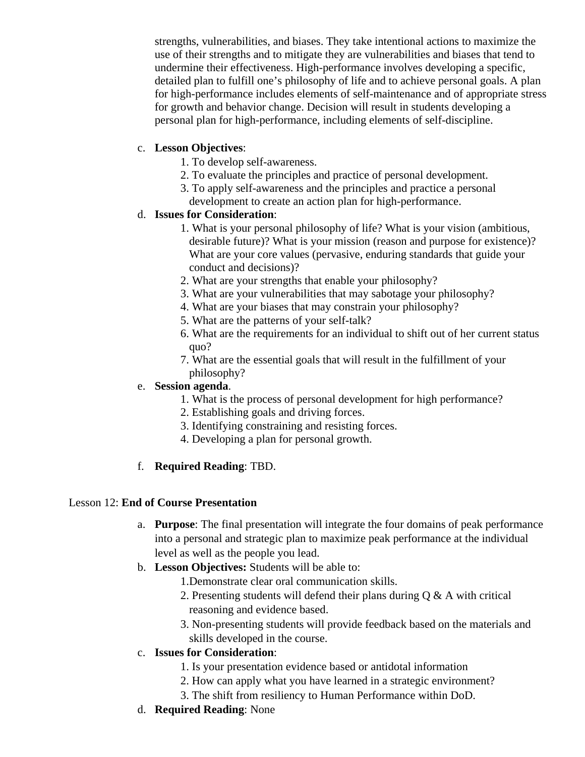strengths, vulnerabilities, and biases. They take intentional actions to maximize the use of their strengths and to mitigate they are vulnerabilities and biases that tend to undermine their effectiveness. High-performance involves developing a specific, detailed plan to fulfill one's philosophy of life and to achieve personal goals. A plan for high-performance includes elements of self-maintenance and of appropriate stress for growth and behavior change. Decision will result in students developing a personal plan for high-performance, including elements of self-discipline.

c. **Lesson Objectives**:
   1. To develop self-awareness.
   2. To evaluate the principles and practice of personal development.
   3. To apply self-awareness and the principles and practice a personal development to create an action plan for high-performance.

d. **Issues for Consideration**:
   1. What is your personal philosophy of life? What is your vision (ambitious, desirable future)? What is your mission (reason and purpose for existence)? What are your core values (pervasive, enduring standards that guide your conduct and decisions)?
   2. What are your strengths that enable your philosophy?
   3. What are your vulnerabilities that may sabotage your philosophy?
   4. What are your biases that may constrain your philosophy?
   5. What are the patterns of your self-talk?
   6. What are the requirements for an individual to shift out of her current status quo?
   7. What are the essential goals that will result in the fulfillment of your philosophy?

e. **Session agenda**.
   1. What is the process of personal development for high performance?
   2. Establishing goals and driving forces.
   3. Identifying constraining and resisting forces.
   4. Developing a plan for personal growth.

f. **Required Reading**: TBD.

Lesson 12: **End of Course Presentation**

a. **Purpose**: The final presentation will integrate the four domains of peak performance into a personal and strategic plan to maximize peak performance at the individual level as well as the people you lead.

b. **Lesson Objectives:** Students will be able to:
   1. Demonstrate clear oral communication skills.
   2. Presenting students will defend their plans during Q & A with critical reasoning and evidence based.
   3. Non-presenting students will provide feedback based on the materials and skills developed in the course.

c. **Issues for Consideration**:
   1. Is your presentation evidence based or antidotal information
   2. How can apply what you have learned in a strategic environment?
   3. The shift from resiliency to Human Performance within DoD.

d. **Required Reading**: None